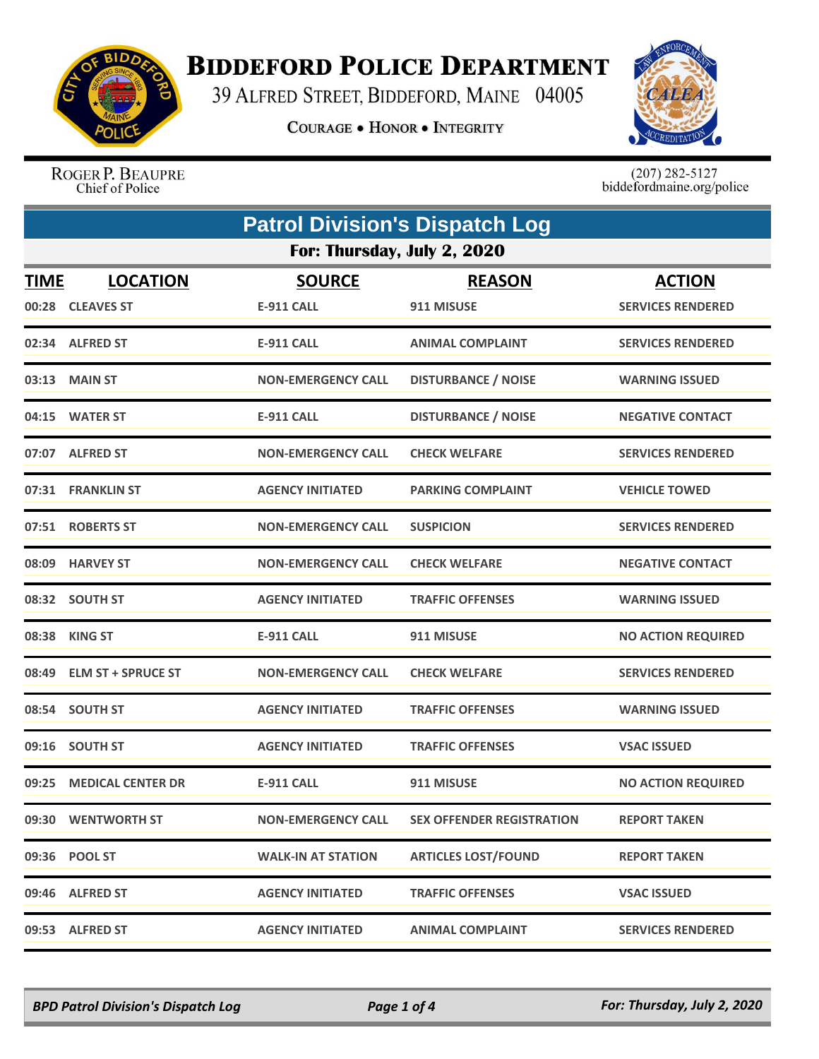# BIDDEFORD POLICE DEPARTMENT

39 ALFRED STREET, BIDDEFORD, MAINE 04005

COURAGE • HONOR • INTEGRITY

ROGER P. BEAUPRE
Chief of Police

(207) 282-5127
biddefordmaine.org/police

## Patrol Division's Dispatch Log

### For: Thursday, July 2, 2020

| TIME | LOCATION | SOURCE | REASON | ACTION |
|---|---|---|---|---|
| 00:28 | CLEAVES ST | E-911 CALL | 911 MISUSE | SERVICES RENDERED |
| 02:34 | ALFRED ST | E-911 CALL | ANIMAL COMPLAINT | SERVICES RENDERED |
| 03:13 | MAIN ST | NON-EMERGENCY CALL | DISTURBANCE / NOISE | WARNING ISSUED |
| 04:15 | WATER ST | E-911 CALL | DISTURBANCE / NOISE | NEGATIVE CONTACT |
| 07:07 | ALFRED ST | NON-EMERGENCY CALL | CHECK WELFARE | SERVICES RENDERED |
| 07:31 | FRANKLIN ST | AGENCY INITIATED | PARKING COMPLAINT | VEHICLE TOWED |
| 07:51 | ROBERTS ST | NON-EMERGENCY CALL | SUSPICION | SERVICES RENDERED |
| 08:09 | HARVEY ST | NON-EMERGENCY CALL | CHECK WELFARE | NEGATIVE CONTACT |
| 08:32 | SOUTH ST | AGENCY INITIATED | TRAFFIC OFFENSES | WARNING ISSUED |
| 08:38 | KING ST | E-911 CALL | 911 MISUSE | NO ACTION REQUIRED |
| 08:49 | ELM ST + SPRUCE ST | NON-EMERGENCY CALL | CHECK WELFARE | SERVICES RENDERED |
| 08:54 | SOUTH ST | AGENCY INITIATED | TRAFFIC OFFENSES | WARNING ISSUED |
| 09:16 | SOUTH ST | AGENCY INITIATED | TRAFFIC OFFENSES | VSAC ISSUED |
| 09:25 | MEDICAL CENTER DR | E-911 CALL | 911 MISUSE | NO ACTION REQUIRED |
| 09:30 | WENTWORTH ST | NON-EMERGENCY CALL | SEX OFFENDER REGISTRATION | REPORT TAKEN |
| 09:36 | POOL ST | WALK-IN AT STATION | ARTICLES LOST/FOUND | REPORT TAKEN |
| 09:46 | ALFRED ST | AGENCY INITIATED | TRAFFIC OFFENSES | VSAC ISSUED |
| 09:53 | ALFRED ST | AGENCY INITIATED | ANIMAL COMPLAINT | SERVICES RENDERED |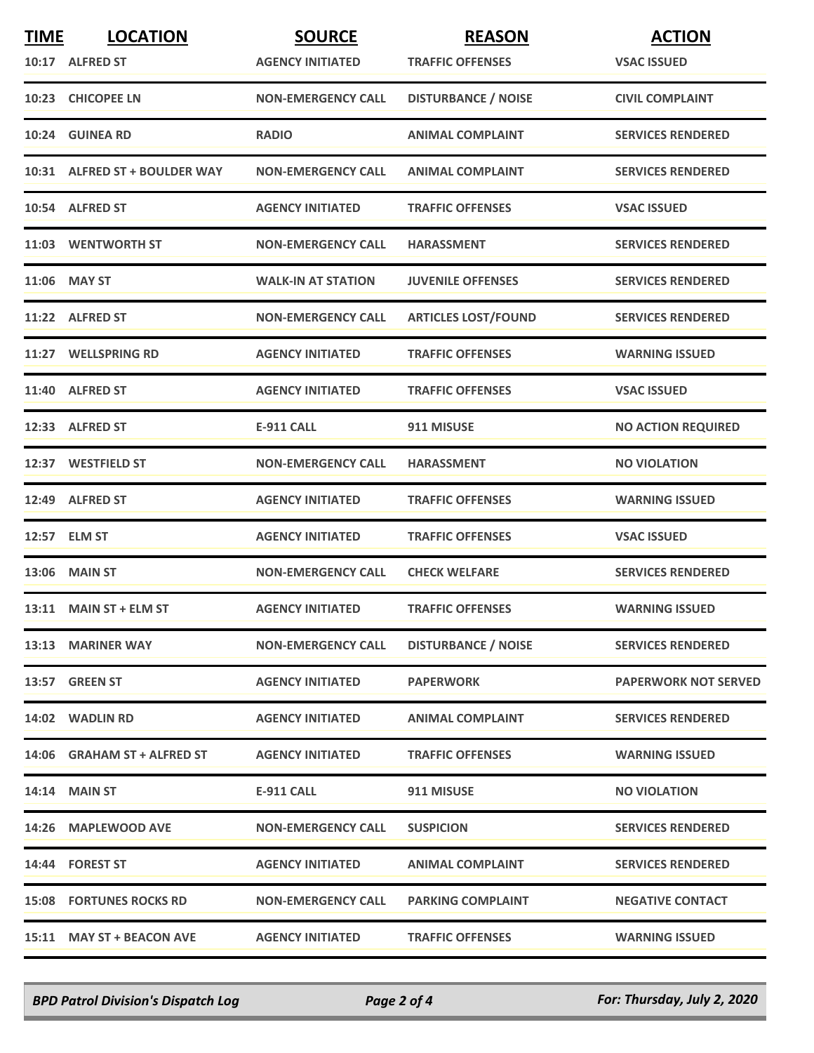| TIME | LOCATION | SOURCE | REASON | ACTION |
|---|---|---|---|---|
| 10:17 | ALFRED ST | AGENCY INITIATED | TRAFFIC OFFENSES | VSAC ISSUED |
| 10:23 | CHICOPEE LN | NON-EMERGENCY CALL | DISTURBANCE / NOISE | CIVIL COMPLAINT |
| 10:24 | GUINEA RD | RADIO | ANIMAL COMPLAINT | SERVICES RENDERED |
| 10:31 | ALFRED ST + BOULDER WAY | NON-EMERGENCY CALL | ANIMAL COMPLAINT | SERVICES RENDERED |
| 10:54 | ALFRED ST | AGENCY INITIATED | TRAFFIC OFFENSES | VSAC ISSUED |
| 11:03 | WENTWORTH ST | NON-EMERGENCY CALL | HARASSMENT | SERVICES RENDERED |
| 11:06 | MAY ST | WALK-IN AT STATION | JUVENILE OFFENSES | SERVICES RENDERED |
| 11:22 | ALFRED ST | NON-EMERGENCY CALL | ARTICLES LOST/FOUND | SERVICES RENDERED |
| 11:27 | WELLSPRING RD | AGENCY INITIATED | TRAFFIC OFFENSES | WARNING ISSUED |
| 11:40 | ALFRED ST | AGENCY INITIATED | TRAFFIC OFFENSES | VSAC ISSUED |
| 12:33 | ALFRED ST | E-911 CALL | 911 MISUSE | NO ACTION REQUIRED |
| 12:37 | WESTFIELD ST | NON-EMERGENCY CALL | HARASSMENT | NO VIOLATION |
| 12:49 | ALFRED ST | AGENCY INITIATED | TRAFFIC OFFENSES | WARNING ISSUED |
| 12:57 | ELM ST | AGENCY INITIATED | TRAFFIC OFFENSES | VSAC ISSUED |
| 13:06 | MAIN ST | NON-EMERGENCY CALL | CHECK WELFARE | SERVICES RENDERED |
| 13:11 | MAIN ST + ELM ST | AGENCY INITIATED | TRAFFIC OFFENSES | WARNING ISSUED |
| 13:13 | MARINER WAY | NON-EMERGENCY CALL | DISTURBANCE / NOISE | SERVICES RENDERED |
| 13:57 | GREEN ST | AGENCY INITIATED | PAPERWORK | PAPERWORK NOT SERVED |
| 14:02 | WADLIN RD | AGENCY INITIATED | ANIMAL COMPLAINT | SERVICES RENDERED |
| 14:06 | GRAHAM ST + ALFRED ST | AGENCY INITIATED | TRAFFIC OFFENSES | WARNING ISSUED |
| 14:14 | MAIN ST | E-911 CALL | 911 MISUSE | NO VIOLATION |
| 14:26 | MAPLEWOOD AVE | NON-EMERGENCY CALL | SUSPICION | SERVICES RENDERED |
| 14:44 | FOREST ST | AGENCY INITIATED | ANIMAL COMPLAINT | SERVICES RENDERED |
| 15:08 | FORTUNES ROCKS RD | NON-EMERGENCY CALL | PARKING COMPLAINT | NEGATIVE CONTACT |
| 15:11 | MAY ST + BEACON AVE | AGENCY INITIATED | TRAFFIC OFFENSES | WARNING ISSUED |

*BPD Patrol Division's Dispatch Log* — *For: Thursday, July 2, 2020*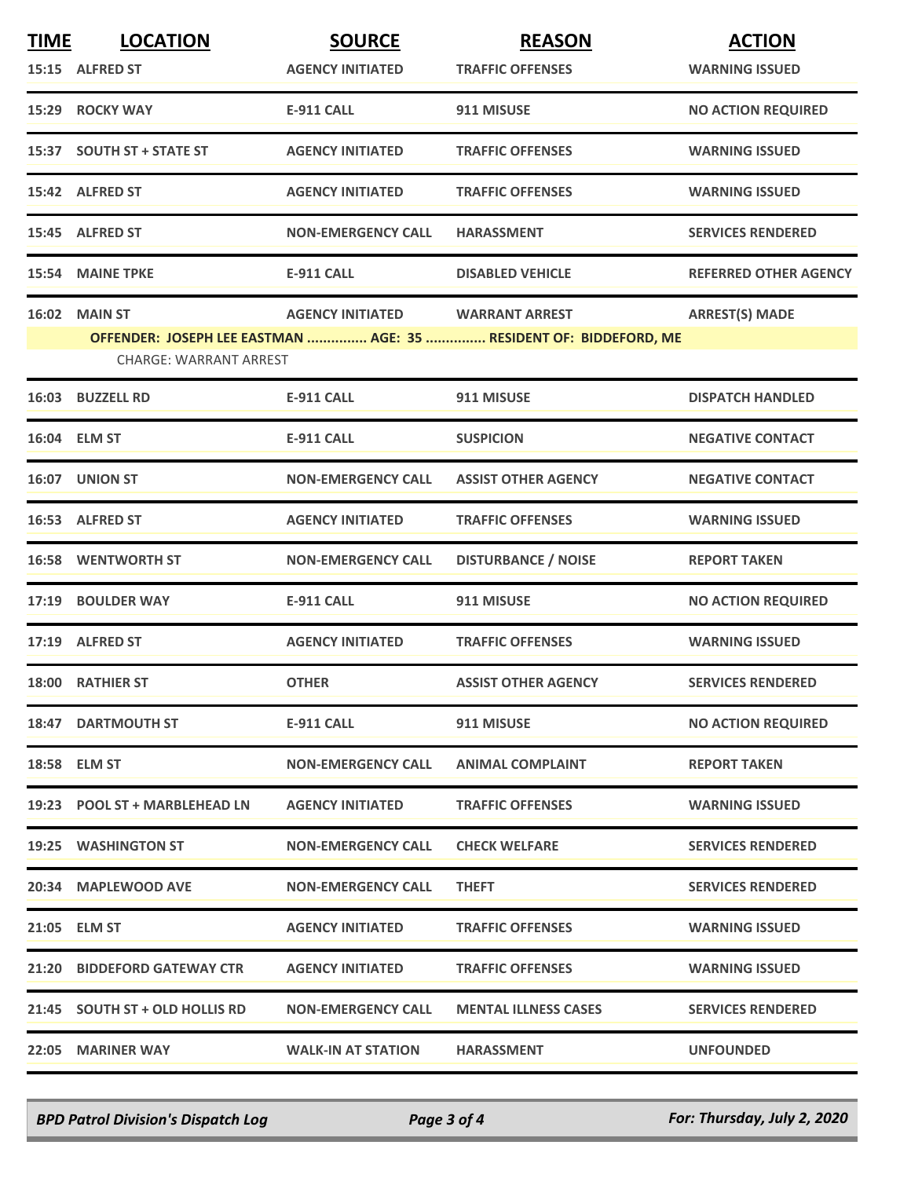| TIME | LOCATION | SOURCE | REASON | ACTION |
| --- | --- | --- | --- | --- |
| 15:15 | ALFRED ST | AGENCY INITIATED | TRAFFIC OFFENSES | WARNING ISSUED |
| 15:29 | ROCKY WAY | E-911 CALL | 911 MISUSE | NO ACTION REQUIRED |
| 15:37 | SOUTH ST + STATE ST | AGENCY INITIATED | TRAFFIC OFFENSES | WARNING ISSUED |
| 15:42 | ALFRED ST | AGENCY INITIATED | TRAFFIC OFFENSES | WARNING ISSUED |
| 15:45 | ALFRED ST | NON-EMERGENCY CALL | HARASSMENT | SERVICES RENDERED |
| 15:54 | MAINE TPKE | E-911 CALL | DISABLED VEHICLE | REFERRED OTHER AGENCY |
| 16:02 | MAIN ST | AGENCY INITIATED | WARRANT ARREST | ARREST(S) MADE |
| | OFFENDER: JOSEPH LEE EASTMAN ............... AGE: 35 ............... RESIDENT OF: BIDDEFORD, ME | | | |
| | CHARGE: WARRANT ARREST | | | |
| 16:03 | BUZZELL RD | E-911 CALL | 911 MISUSE | DISPATCH HANDLED |
| 16:04 | ELM ST | E-911 CALL | SUSPICION | NEGATIVE CONTACT |
| 16:07 | UNION ST | NON-EMERGENCY CALL | ASSIST OTHER AGENCY | NEGATIVE CONTACT |
| 16:53 | ALFRED ST | AGENCY INITIATED | TRAFFIC OFFENSES | WARNING ISSUED |
| 16:58 | WENTWORTH ST | NON-EMERGENCY CALL | DISTURBANCE / NOISE | REPORT TAKEN |
| 17:19 | BOULDER WAY | E-911 CALL | 911 MISUSE | NO ACTION REQUIRED |
| 17:19 | ALFRED ST | AGENCY INITIATED | TRAFFIC OFFENSES | WARNING ISSUED |
| 18:00 | RATHIER ST | OTHER | ASSIST OTHER AGENCY | SERVICES RENDERED |
| 18:47 | DARTMOUTH ST | E-911 CALL | 911 MISUSE | NO ACTION REQUIRED |
| 18:58 | ELM ST | NON-EMERGENCY CALL | ANIMAL COMPLAINT | REPORT TAKEN |
| 19:23 | POOL ST + MARBLEHEAD LN | AGENCY INITIATED | TRAFFIC OFFENSES | WARNING ISSUED |
| 19:25 | WASHINGTON ST | NON-EMERGENCY CALL | CHECK WELFARE | SERVICES RENDERED |
| 20:34 | MAPLEWOOD AVE | NON-EMERGENCY CALL | THEFT | SERVICES RENDERED |
| 21:05 | ELM ST | AGENCY INITIATED | TRAFFIC OFFENSES | WARNING ISSUED |
| 21:20 | BIDDEFORD GATEWAY CTR | AGENCY INITIATED | TRAFFIC OFFENSES | WARNING ISSUED |
| 21:45 | SOUTH ST + OLD HOLLIS RD | NON-EMERGENCY CALL | MENTAL ILLNESS CASES | SERVICES RENDERED |
| 22:05 | MARINER WAY | WALK-IN AT STATION | HARASSMENT | UNFOUNDED |

*BPD Patrol Division's Dispatch Log* — *For: Thursday, July 2, 2020*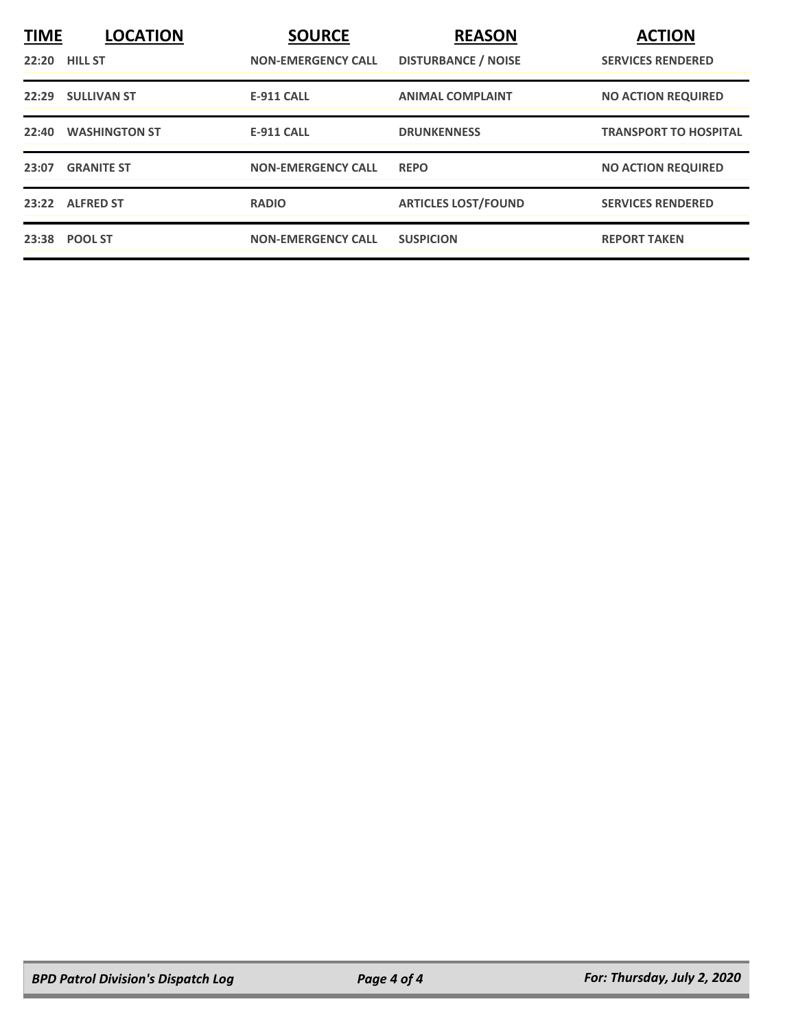| TIME | LOCATION | SOURCE | REASON | ACTION |
|---|---|---|---|---|
| 22:20 | HILL ST | NON-EMERGENCY CALL | DISTURBANCE / NOISE | SERVICES RENDERED |
| 22:29 | SULLIVAN ST | E-911 CALL | ANIMAL COMPLAINT | NO ACTION REQUIRED |
| 22:40 | WASHINGTON ST | E-911 CALL | DRUNKENNESS | TRANSPORT TO HOSPITAL |
| 23:07 | GRANITE ST | NON-EMERGENCY CALL | REPO | NO ACTION REQUIRED |
| 23:22 | ALFRED ST | RADIO | ARTICLES LOST/FOUND | SERVICES RENDERED |
| 23:38 | POOL ST | NON-EMERGENCY CALL | SUSPICION | REPORT TAKEN |